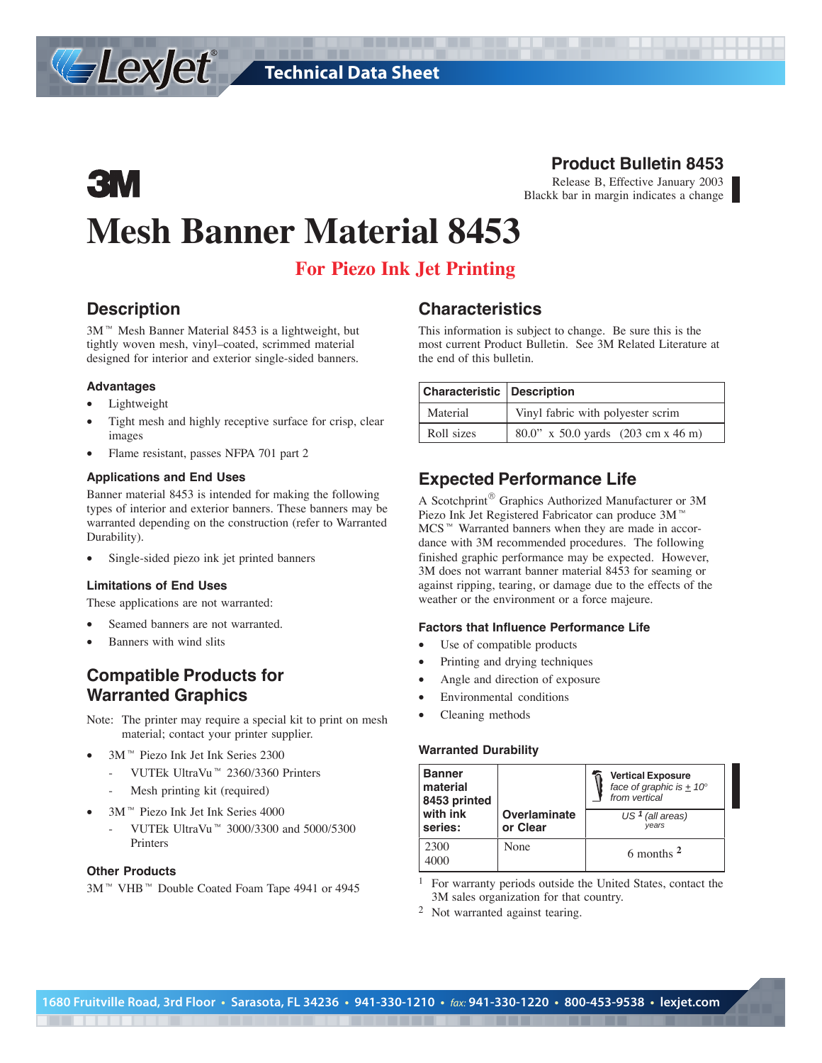# Technical Data Sheet

## Product Bulletin 8453

Release B, Effective January 2003
Blackk bar in margin indicates a change

3M

# Mesh Banner Material 8453

## For Piezo Ink Jet Printing

## Description

3M™ Mesh Banner Material 8453 is a lightweight, but tightly woven mesh, vinyl–coated, scrimmed material designed for interior and exterior single-sided banners.

### Advantages

- Lightweight
- Tight mesh and highly receptive surface for crisp, clear images
- Flame resistant, passes NFPA 701 part 2

### Applications and End Uses

Banner material 8453 is intended for making the following types of interior and exterior banners. These banners may be warranted depending on the construction (refer to Warranted Durability).

- Single-sided piezo ink jet printed banners

### Limitations of End Uses

These applications are not warranted:

- Seamed banners are not warranted.
- Banners with wind slits

## Compatible Products for Warranted Graphics

Note: The printer may require a special kit to print on mesh material; contact your printer supplier.

- 3M™ Piezo Ink Jet Ink Series 2300
  - VUTEk UltraVu™ 2360/3360 Printers
  - Mesh printing kit (required)
- 3M™ Piezo Ink Jet Ink Series 4000
  - VUTEk UltraVu™ 3000/3300 and 5000/5300 Printers

### Other Products

3M™ VHB™ Double Coated Foam Tape 4941 or 4945

## Characteristics

This information is subject to change. Be sure this is the most current Product Bulletin. See 3M Related Literature at the end of this bulletin.

| Characteristic | Description |
|---|---|
| Material | Vinyl fabric with polyester scrim |
| Roll sizes | 80.0" x 50.0 yards (203 cm x 46 m) |

## Expected Performance Life

A Scotchprint® Graphics Authorized Manufacturer or 3M Piezo Ink Jet Registered Fabricator can produce 3M™ MCS™ Warranted banners when they are made in accordance with 3M recommended procedures. The following finished graphic performance may be expected. However, 3M does not warrant banner material 8453 for seaming or against ripping, tearing, or damage due to the effects of the weather or the environment or a force majeure.

### Factors that Influence Performance Life

- Use of compatible products
- Printing and drying techniques
- Angle and direction of exposure
- Environmental conditions
- Cleaning methods

### Warranted Durability

| Banner material 8453 printed with ink series: | Overlaminate or Clear | Vertical Exposure *face of graphic is ± 10° from vertical* US [1] *(all areas) years* |
|---|---|---|
| 2300<br>4000 | None | 6 months [2] |

[1] For warranty periods outside the United States, contact the 3M sales organization for that country.

[2] Not warranted against tearing.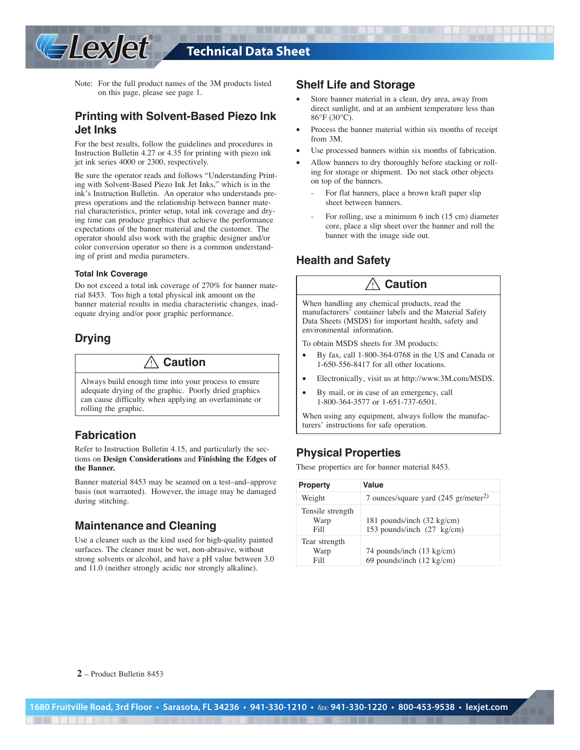Note: For the full product names of the 3M products listed on this page, please see page 1.

## Printing with Solvent-Based Piezo Ink Jet Inks

For the best results, follow the guidelines and procedures in Instruction Bulletin 4.27 or 4.35 for printing with piezo ink jet ink series 4000 or 2300, respectively.

Be sure the operator reads and follows "Understanding Printing with Solvent-Based Piezo Ink Jet Inks," which is in the ink's Instruction Bulletin. An operator who understands prepress operations and the relationship between banner material characteristics, printer setup, total ink coverage and drying time can produce graphics that achieve the performance expectations of the banner material and the customer. The operator should also work with the graphic designer and/or color conversion operator so there is a common understanding of print and media parameters.

### Total Ink Coverage

Do not exceed a total ink coverage of 270% for banner material 8453. Too high a total physical ink amount on the banner material results in media characteristic changes, inadequate drying and/or poor graphic performance.

## Drying

> ⚠ **Caution**
>
> Always build enough time into your process to ensure adequate drying of the graphic. Poorly dried graphics can cause difficulty when applying an overlaminate or rolling the graphic.

## Fabrication

Refer to Instruction Bulletin 4.15, and particularly the sections on **Design Considerations** and **Finishing the Edges of the Banner.**

Banner material 8453 may be seamed on a test–and–approve basis (not warranted). However, the image may be damaged during stitching.

## Maintenance and Cleaning

Use a cleaner such as the kind used for high-quality painted surfaces. The cleaner must be wet, non-abrasive, without strong solvents or alcohol, and have a pH value between 3.0 and 11.0 (neither strongly acidic nor strongly alkaline).

## Shelf Life and Storage

- Store banner material in a clean, dry area, away from direct sunlight, and at an ambient temperature less than 86°F (30°C).
- Process the banner material within six months of receipt from 3M.
- Use processed banners within six months of fabrication.
- Allow banners to dry thoroughly before stacking or rolling for storage or shipment. Do not stack other objects on top of the banners.
  - For flat banners, place a brown kraft paper slip sheet between banners.
  - For rolling, use a minimum 6 inch (15 cm) diameter core, place a slip sheet over the banner and roll the banner with the image side out.

## Health and Safety

> ⚠ **Caution**
>
> When handling any chemical products, read the manufacturers' container labels and the Material Safety Data Sheets (MSDS) for important health, safety and environmental information.
>
> To obtain MSDS sheets for 3M products:
>
> - By fax, call 1-800-364-0768 in the US and Canada or 1-650-556-8417 for all other locations.
> - Electronically, visit us at http://www.3M.com/MSDS.
> - By mail, or in case of an emergency, call 1-800-364-3577 or 1-651-737-6501.
>
> When using any equipment, always follow the manufacturers' instructions for safe operation.

## Physical Properties

These properties are for banner material 8453.

| Property | Value |
|---|---|
| Weight | 7 ounces/square yard (245 gr/meter$^2$) |
| Tensile strength | |
| Warp | 181 pounds/inch (32 kg/cm) |
| Fill | 153 pounds/inch (27 kg/cm) |
| Tear strength | |
| Warp | 74 pounds/inch (13 kg/cm) |
| Fill | 69 pounds/inch (12 kg/cm) |

**2** – Product Bulletin 8453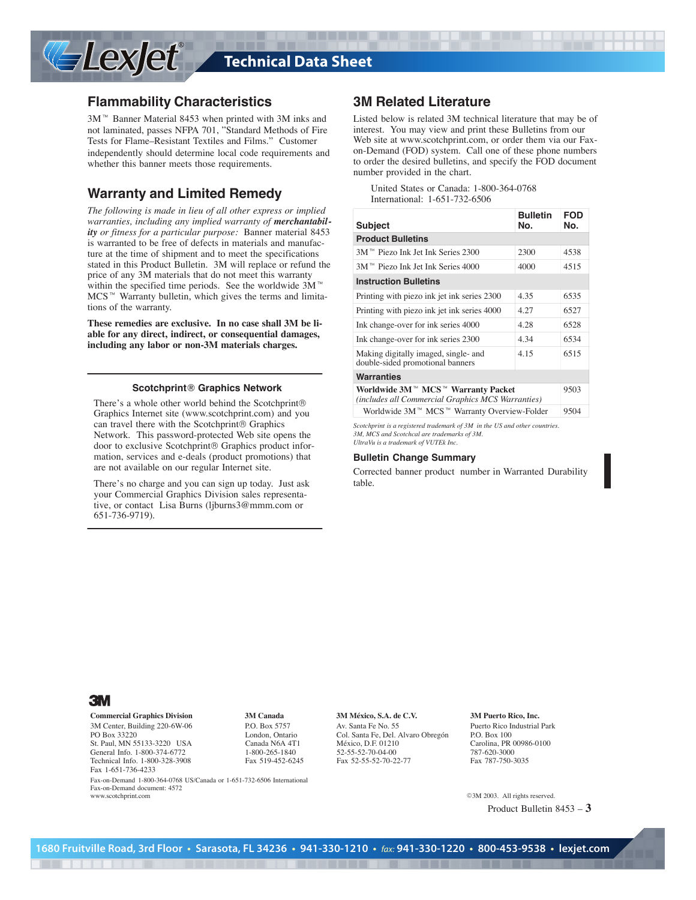## Flammability Characteristics

3M™ Banner Material 8453 when printed with 3M inks and not laminated, passes NFPA 701, "Standard Methods of Fire Tests for Flame–Resistant Textiles and Films." Customer independently should determine local code requirements and whether this banner meets those requirements.

## Warranty and Limited Remedy

*The following is made in lieu of all other express or implied warranties, including any implied warranty of* ***merchantability*** *or fitness for a particular purpose:* Banner material 8453 is warranted to be free of defects in materials and manufacture at the time of shipment and to meet the specifications stated in this Product Bulletin. 3M will replace or refund the price of any 3M materials that do not meet this warranty within the specified time periods. See the worldwide 3M™ MCS™ Warranty bulletin, which gives the terms and limitations of the warranty.

**These remedies are exclusive. In no case shall 3M be liable for any direct, indirect, or consequential damages, including any labor or non-3M materials charges.**

### Scotchprint® Graphics Network

There's a whole other world behind the Scotchprint® Graphics Internet site (www.scotchprint.com) and you can travel there with the Scotchprint® Graphics Network. This password-protected Web site opens the door to exclusive Scotchprint® Graphics product information, services and e-deals (product promotions) that are not available on our regular Internet site.

There's no charge and you can sign up today. Just ask your Commercial Graphics Division sales representative, or contact Lisa Burns (ljburns3@mmm.com or 651-736-9719).

## 3M Related Literature

Listed below is related 3M technical literature that may be of interest. You may view and print these Bulletins from our Web site at www.scotchprint.com, or order them via our Fax-on-Demand (FOD) system. Call one of these phone numbers to order the desired bulletins, and specify the FOD document number provided in the chart.

United States or Canada: 1-800-364-0768
International: 1-651-732-6506

| Subject | Bulletin No. | FOD No. |
|---|---|---|
| **Product Bulletins** | | |
| 3M™ Piezo Ink Jet Ink Series 2300 | 2300 | 4538 |
| 3M™ Piezo Ink Jet Ink Series 4000 | 4000 | 4515 |
| **Instruction Bulletins** | | |
| Printing with piezo ink jet ink series 2300 | 4.35 | 6535 |
| Printing with piezo ink jet ink series 4000 | 4.27 | 6527 |
| Ink change-over for ink series 4000 | 4.28 | 6528 |
| Ink change-over for ink series 2300 | 4.34 | 6534 |
| Making digitally imaged, single- and double-sided promotional banners | 4.15 | 6515 |
| **Warranties** | | |
| **Worldwide 3M™ MCS™ Warranty Packet** *(includes all Commercial Graphics MCS Warranties)* | | 9503 |
| Worldwide 3M™ MCS™ Warranty Overview-Folder | | 9504 |

*Scotchprint is a registered trademark of 3M in the US and other countries.*
*3M, MCS and Scotchcal are trademarks of 3M.*
*UltraVu is a trademark of VUTEk Inc.*

### Bulletin Change Summary

Corrected banner product number in Warranted Durability table.

**3M**

**Commercial Graphics Division**
3M Center, Building 220-6W-06
PO Box 33220
St. Paul, MN 55133-3220 USA
General Info. 1-800-374-6772
Technical Info. 1-800-328-3908
Fax 1-651-736-4233

**3M Canada**
P.O. Box 5757
London, Ontario
Canada N6A 4T1
1-800-265-1840
Fax 519-452-6245

**3M México, S.A. de C.V.**
Av. Santa Fe No. 55
Col. Santa Fe, Del. Alvaro Obregón
México, D.F. 01210
52-55-52-70-04-00
Fax 52-55-52-70-22-77

**3M Puerto Rico, Inc.**
Puerto Rico Industrial Park
P.O. Box 100
Carolina, PR 00986-0100
787-620-3000
Fax 787-750-3035

Fax-on-Demand 1-800-364-0768 US/Canada or 1-651-732-6506 International
Fax-on-Demand document: 4572
www.scotchprint.com

©3M 2003. All rights reserved.

Product Bulletin 8453 – 3